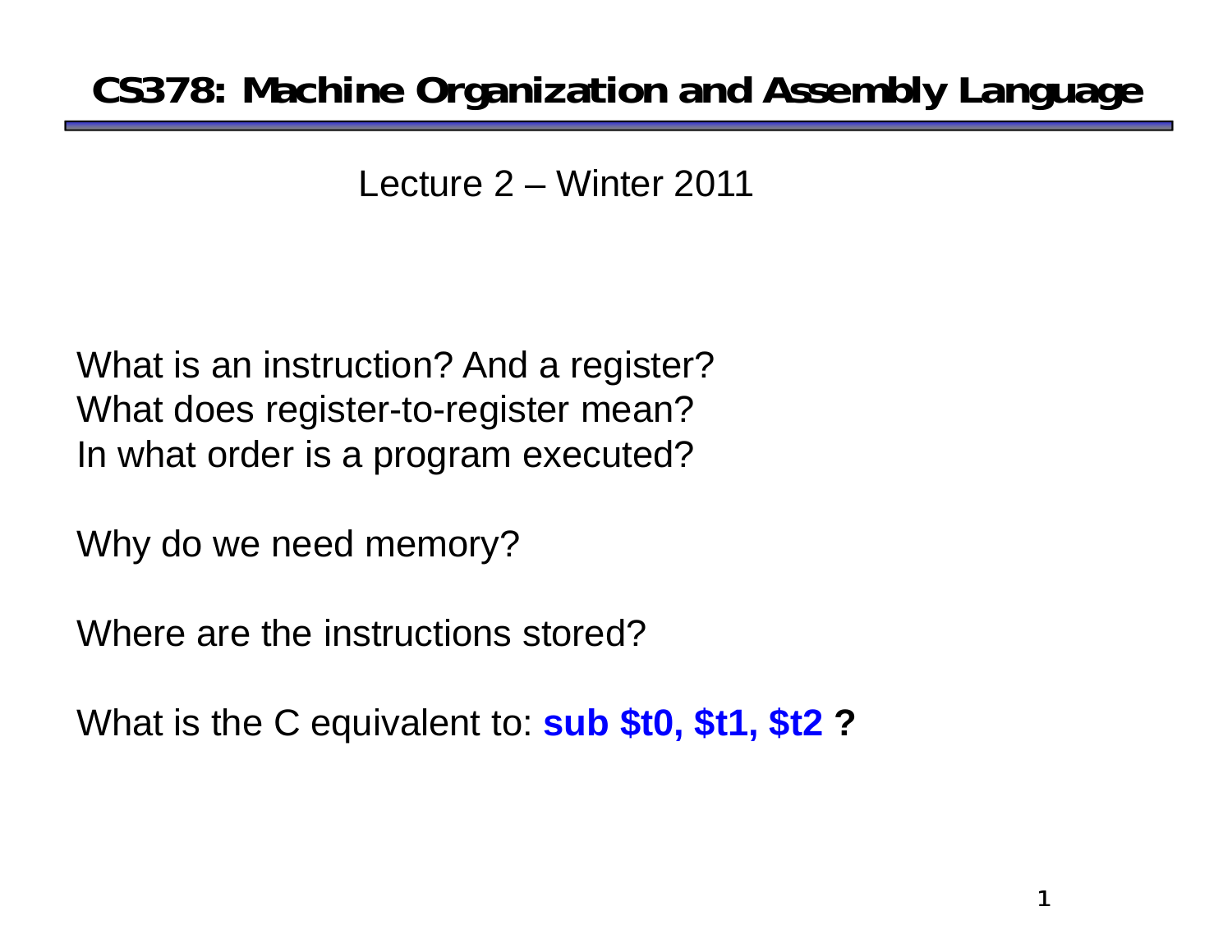# CS378: Machine Organization and Assembly Language

Lecture 2 – Winter 2011

What is an instruction? And a register?
What does register-to-register mean?
In what order is a program executed?

Why do we need memory?

Where are the instructions stored?

What is the C equivalent to: **sub $t0, $t1, $t2** **?**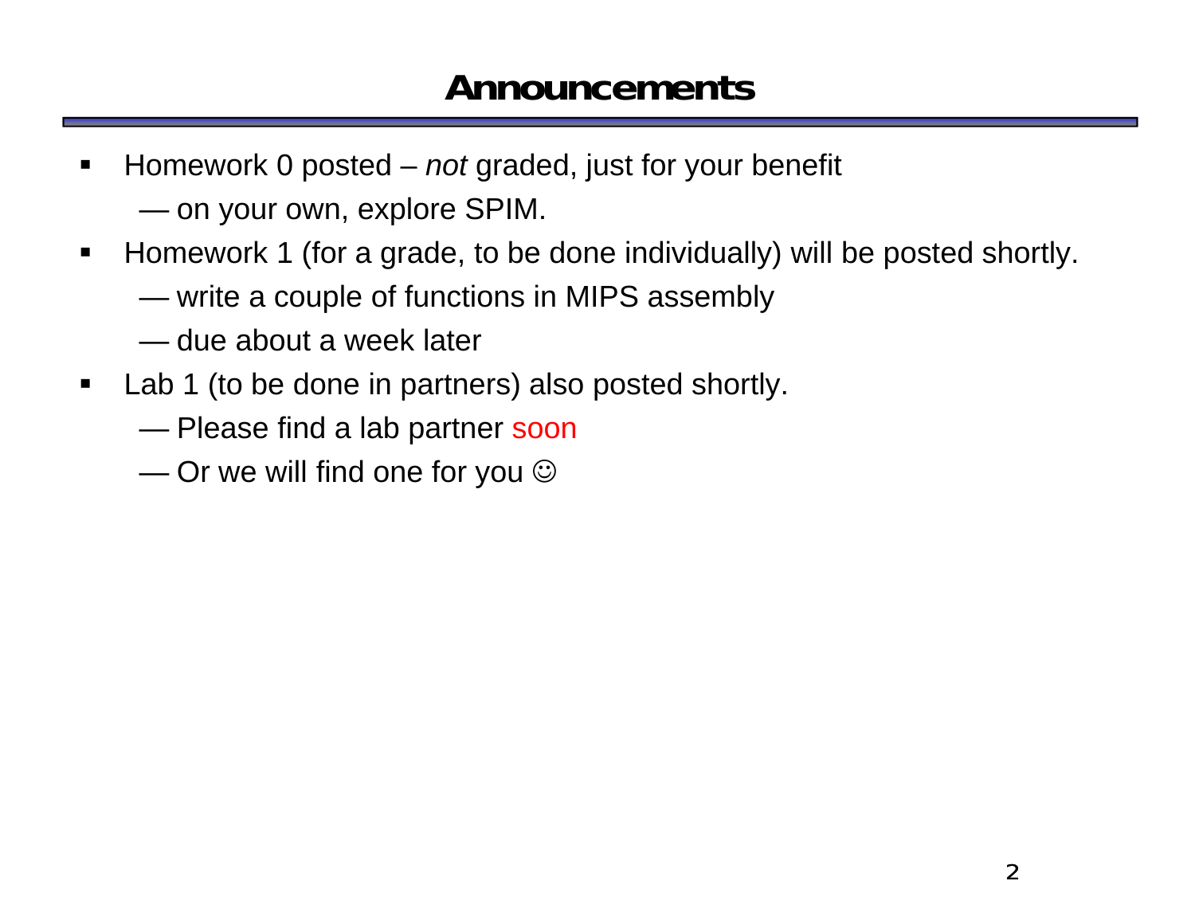# Announcements

- Homework 0 posted – *not* graded, just for your benefit
  - on your own, explore SPIM.
- Homework 1 (for a grade, to be done individually) will be posted shortly.
  - write a couple of functions in MIPS assembly
  - due about a week later
- Lab 1 (to be done in partners) also posted shortly.
  - Please find a lab partner soon
  - Or we will find one for you ☺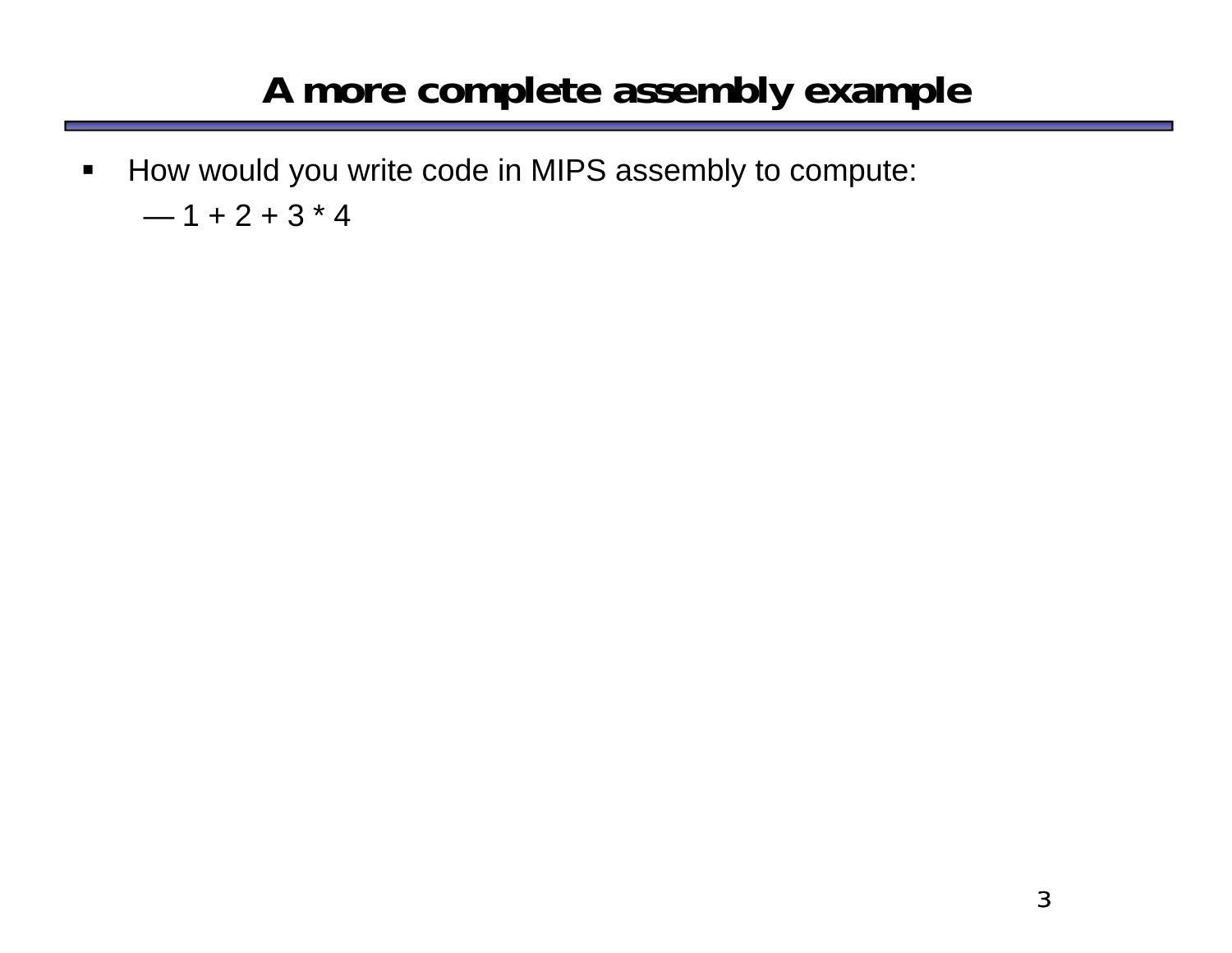# A more complete assembly example

- How would you write code in MIPS assembly to compute:
  - — 1 + 2 + 3 * 4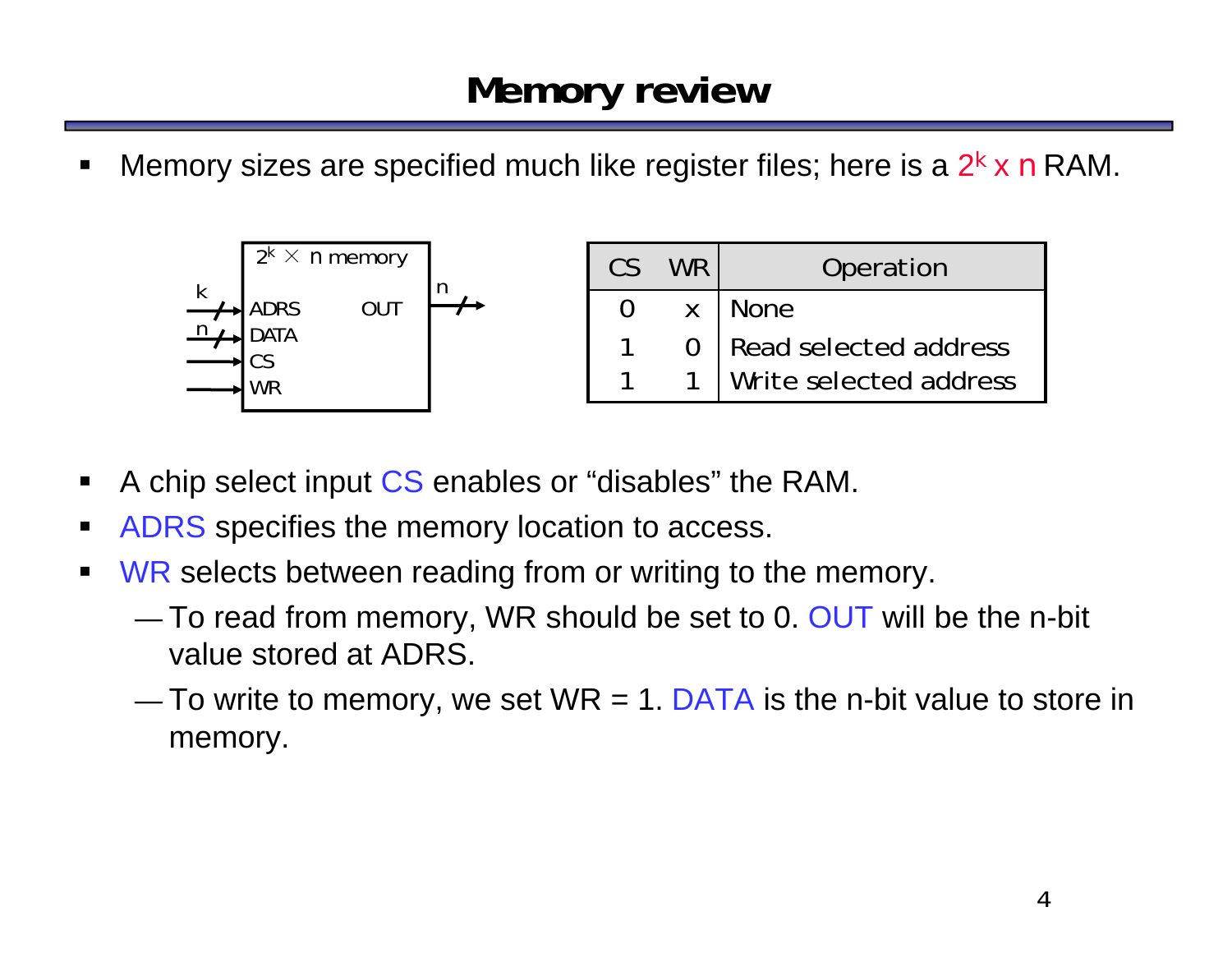# Memory review

- Memory sizes are specified much like register files; here is a $2^k$ x n RAM.

| CS | WR | Operation |
|---|---|---|
| 0 | x | None |
| 1 | 0 | Read selected address |
| 1 | 1 | Write selected address |

- A chip select input CS enables or "disables" the RAM.
- ADRS specifies the memory location to access.
- WR selects between reading from or writing to the memory.
  - To read from memory, WR should be set to 0. OUT will be the n-bit value stored at ADRS.
  - To write to memory, we set WR = 1. DATA is the n-bit value to store in memory.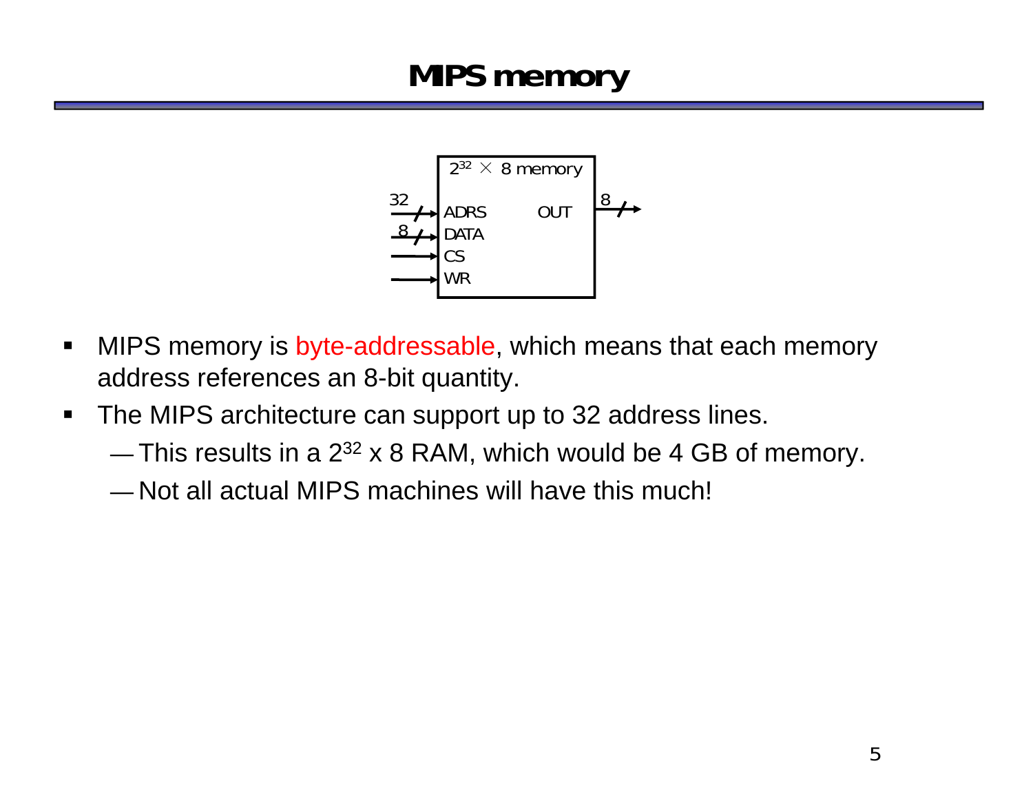# MIPS memory

- MIPS memory is byte-addressable, which means that each memory address references an 8-bit quantity.
- The MIPS architecture can support up to 32 address lines.
  - This results in a $2^{32}$ x 8 RAM, which would be 4 GB of memory.
  - Not all actual MIPS machines will have this much!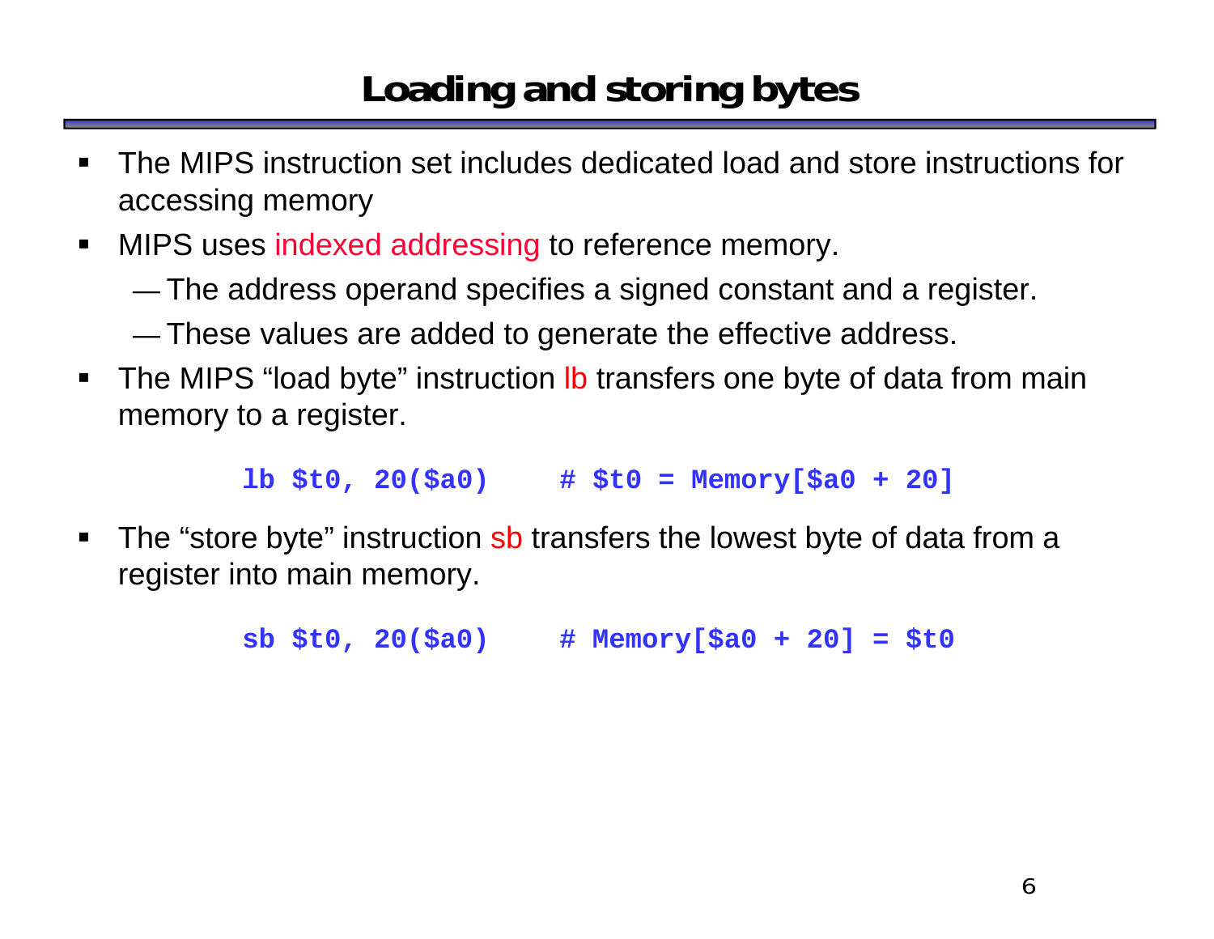# Loading and storing bytes

- The MIPS instruction set includes dedicated load and store instructions for accessing memory
- MIPS uses indexed addressing to reference memory.
  - The address operand specifies a signed constant and a register.
  - These values are added to generate the effective address.
- The MIPS "load byte" instruction lb transfers one byte of data from main memory to a register.

```
lb $t0, 20($a0)     # $t0 = Memory[$a0 + 20]
```

- The "store byte" instruction sb transfers the lowest byte of data from a register into main memory.

```
sb $t0, 20($a0)     # Memory[$a0 + 20] = $t0
```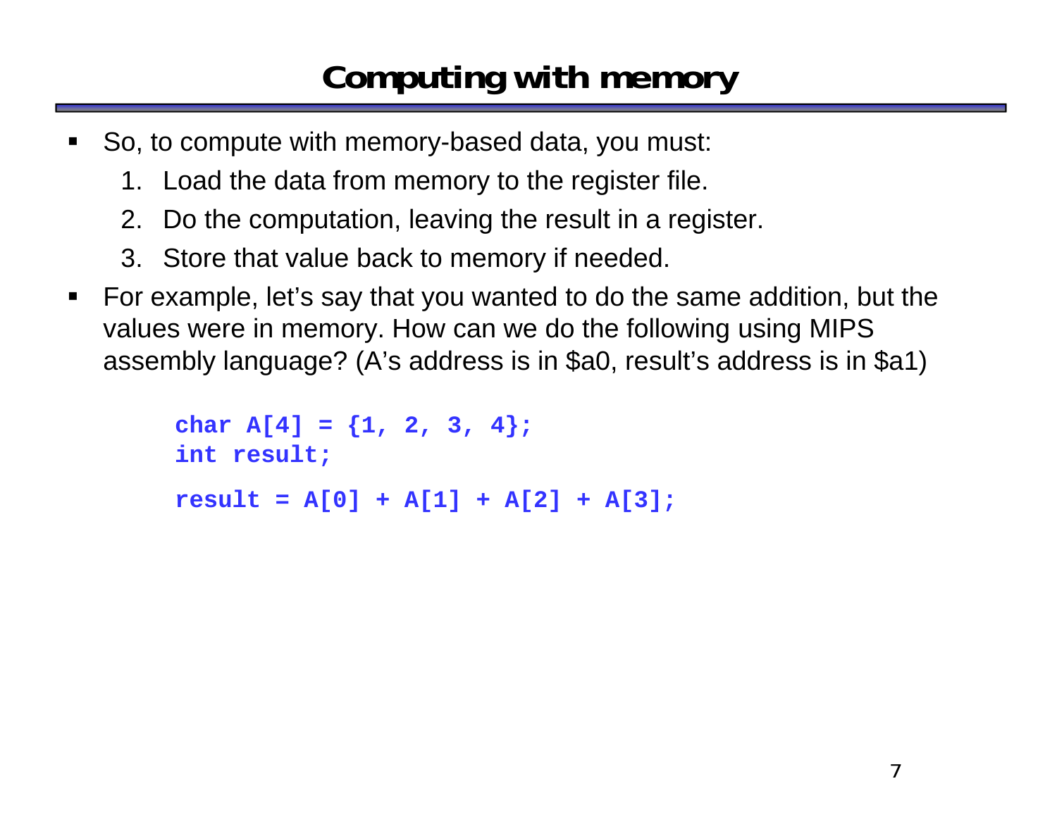# Computing with memory

- So, to compute with memory-based data, you must:
  1. Load the data from memory to the register file.
  2. Do the computation, leaving the result in a register.
  3. Store that value back to memory if needed.
- For example, let's say that you wanted to do the same addition, but the values were in memory. How can we do the following using MIPS assembly language? (A's address is in $a0, result's address is in $a1)

```
char A[4] = {1, 2, 3, 4};
int result;

result = A[0] + A[1] + A[2] + A[3];
```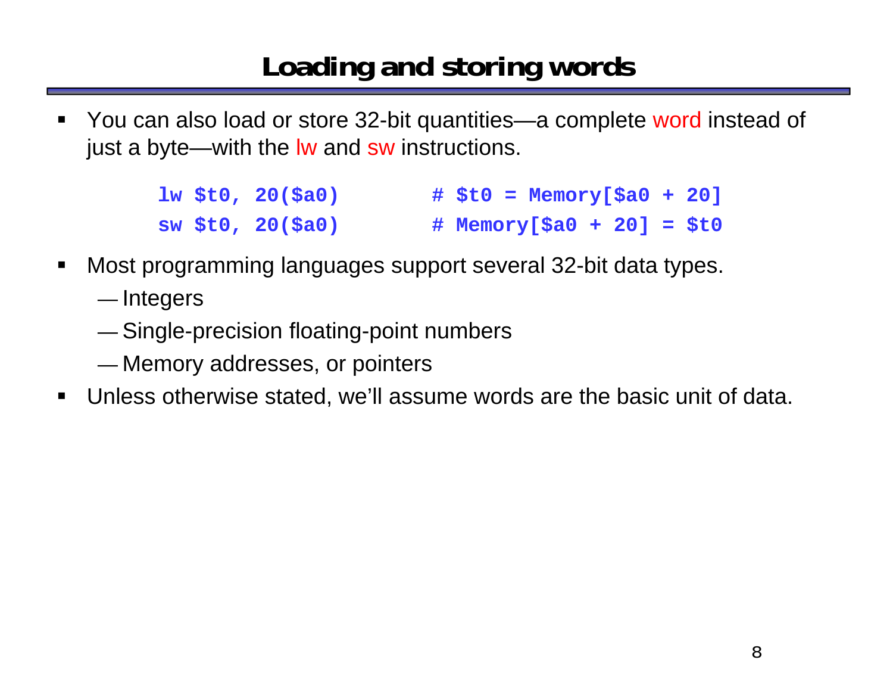# Loading and storing words

- You can also load or store 32-bit quantities—a complete word instead of just a byte—with the lw and sw instructions.

```
lw $t0, 20($a0)        # $t0 = Memory[$a0 + 20]
sw $t0, 20($a0)        # Memory[$a0 + 20] = $t0
```

- Most programming languages support several 32-bit data types.
  - Integers
  - Single-precision floating-point numbers
  - Memory addresses, or pointers
- Unless otherwise stated, we'll assume words are the basic unit of data.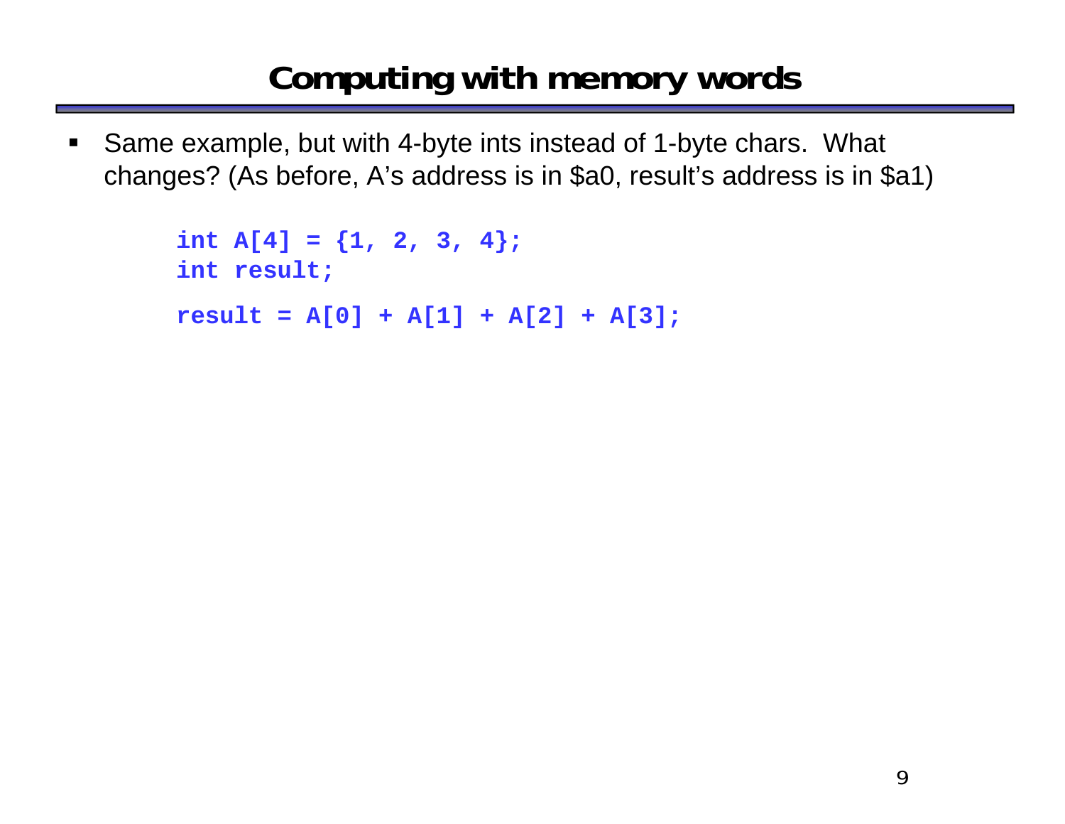# Computing with memory words

- Same example, but with 4-byte ints instead of 1-byte chars. What changes? (As before, A’s address is in $a0, result’s address is in $a1)

```
int A[4] = {1, 2, 3, 4};
int result;

result = A[0] + A[1] + A[2] + A[3];
```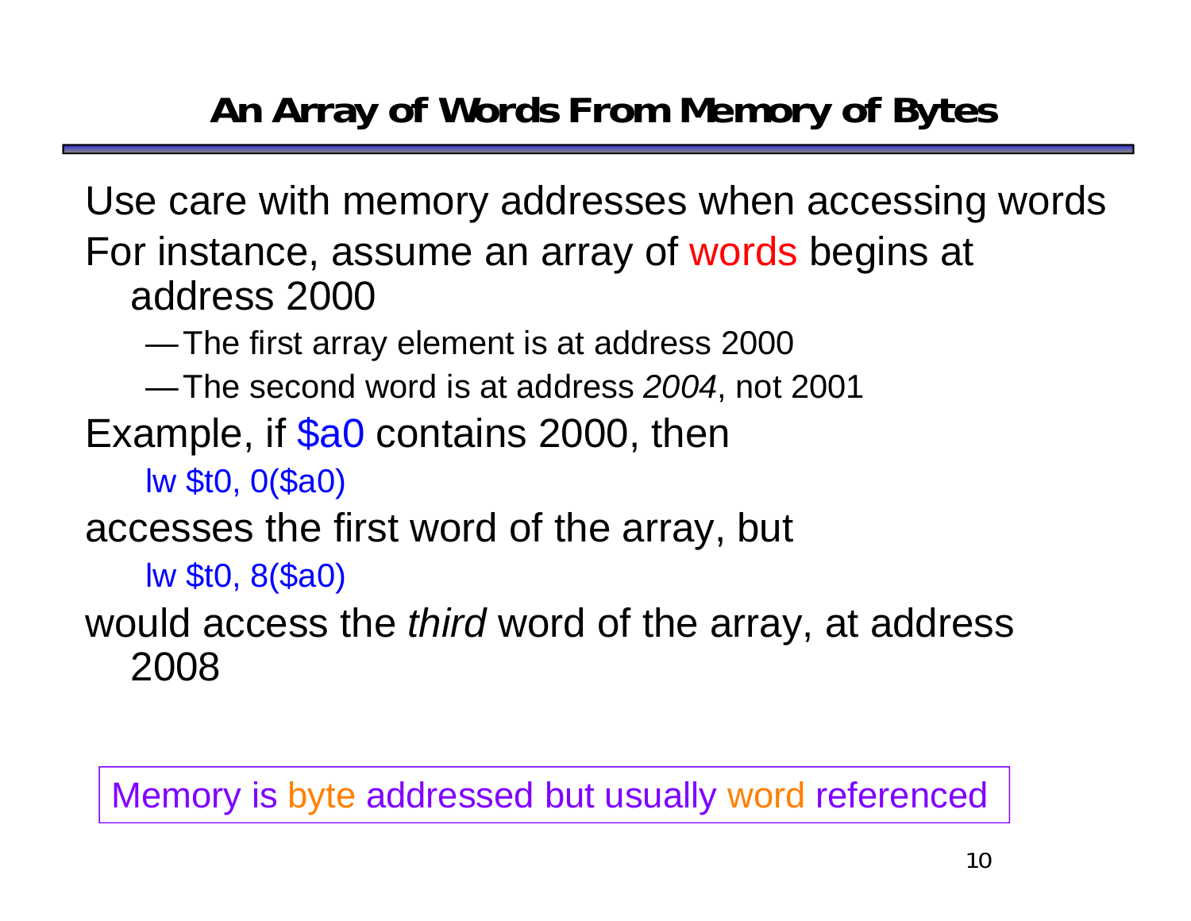# An Array of Words From Memory of Bytes

Use care with memory addresses when accessing words

For instance, assume an array of words begins at address 2000

- The first array element is at address 2000
- The second word is at address *2004*, not 2001

Example, if $a0 contains 2000, then

```
lw $t0, 0($a0)
```

accesses the first word of the array, but

```
lw $t0, 8($a0)
```

would access the *third* word of the array, at address 2008

> Memory is byte addressed but usually word referenced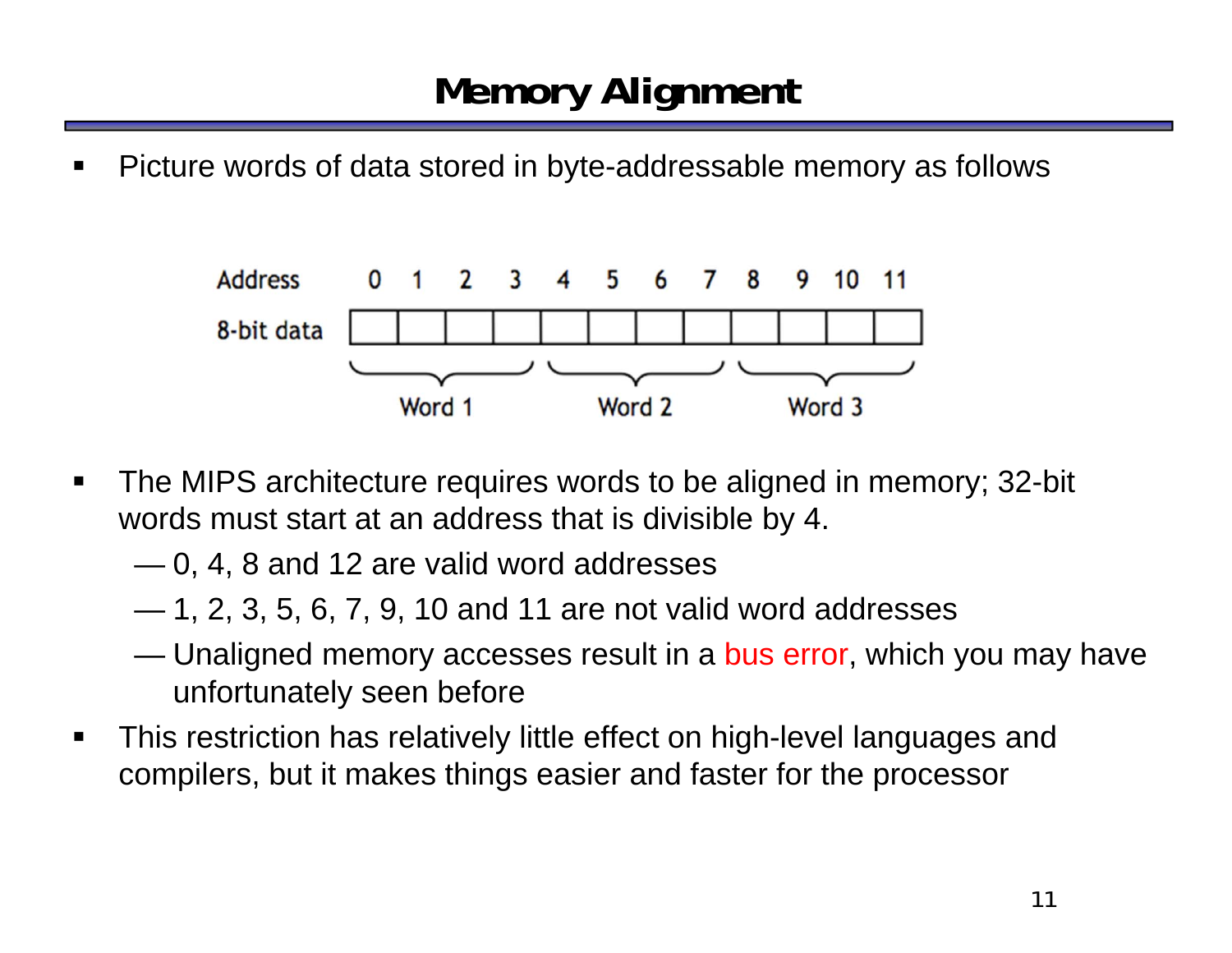# Memory Alignment

- Picture words of data stored in byte-addressable memory as follows

| Address | 0 | 1 | 2 | 3 | 4 | 5 | 6 | 7 | 8 | 9 | 10 | 11 |
|---|---|---|---|---|---|---|---|---|---|---|---|---|
| 8-bit data | | | | | | | | | | | | |
| | Word 1 | | | | Word 2 | | | | Word 3 | | | |

- The MIPS architecture requires words to be aligned in memory; 32-bit words must start at an address that is divisible by 4.
  - 0, 4, 8 and 12 are valid word addresses
  - 1, 2, 3, 5, 6, 7, 9, 10 and 11 are not valid word addresses
  - Unaligned memory accesses result in a bus error, which you may have unfortunately seen before
- This restriction has relatively little effect on high-level languages and compilers, but it makes things easier and faster for the processor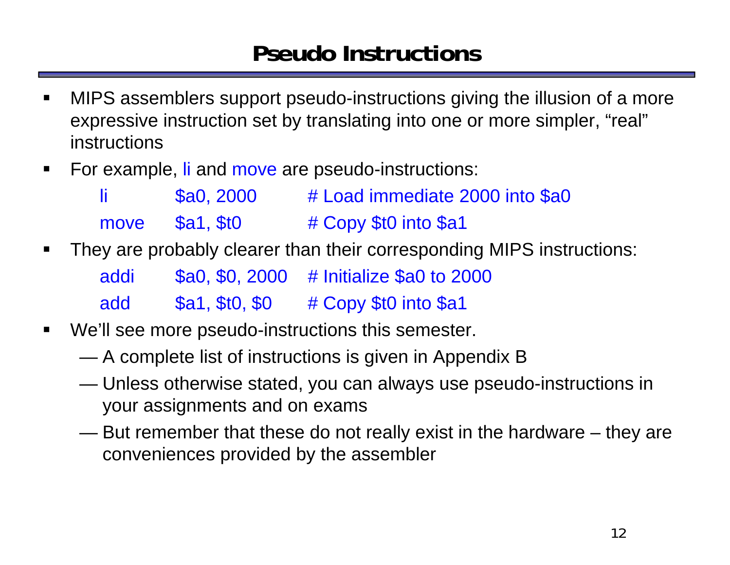# Pseudo Instructions

- MIPS assemblers support pseudo-instructions giving the illusion of a more expressive instruction set by translating into one or more simpler, “real” instructions
- For example, li and move are pseudo-instructions:

```
li      $a0, 2000       # Load immediate 2000 into $a0
move    $a1, $t0        # Copy $t0 into $a1
```

- They are probably clearer than their corresponding MIPS instructions:

```
addi    $a0, $0, 2000   # Initialize $a0 to 2000
add     $a1, $t0, $0    # Copy $t0 into $a1
```

- We’ll see more pseudo-instructions this semester.
  - — A complete list of instructions is given in Appendix B
  - — Unless otherwise stated, you can always use pseudo-instructions in your assignments and on exams
  - — But remember that these do not really exist in the hardware – they are conveniences provided by the assembler